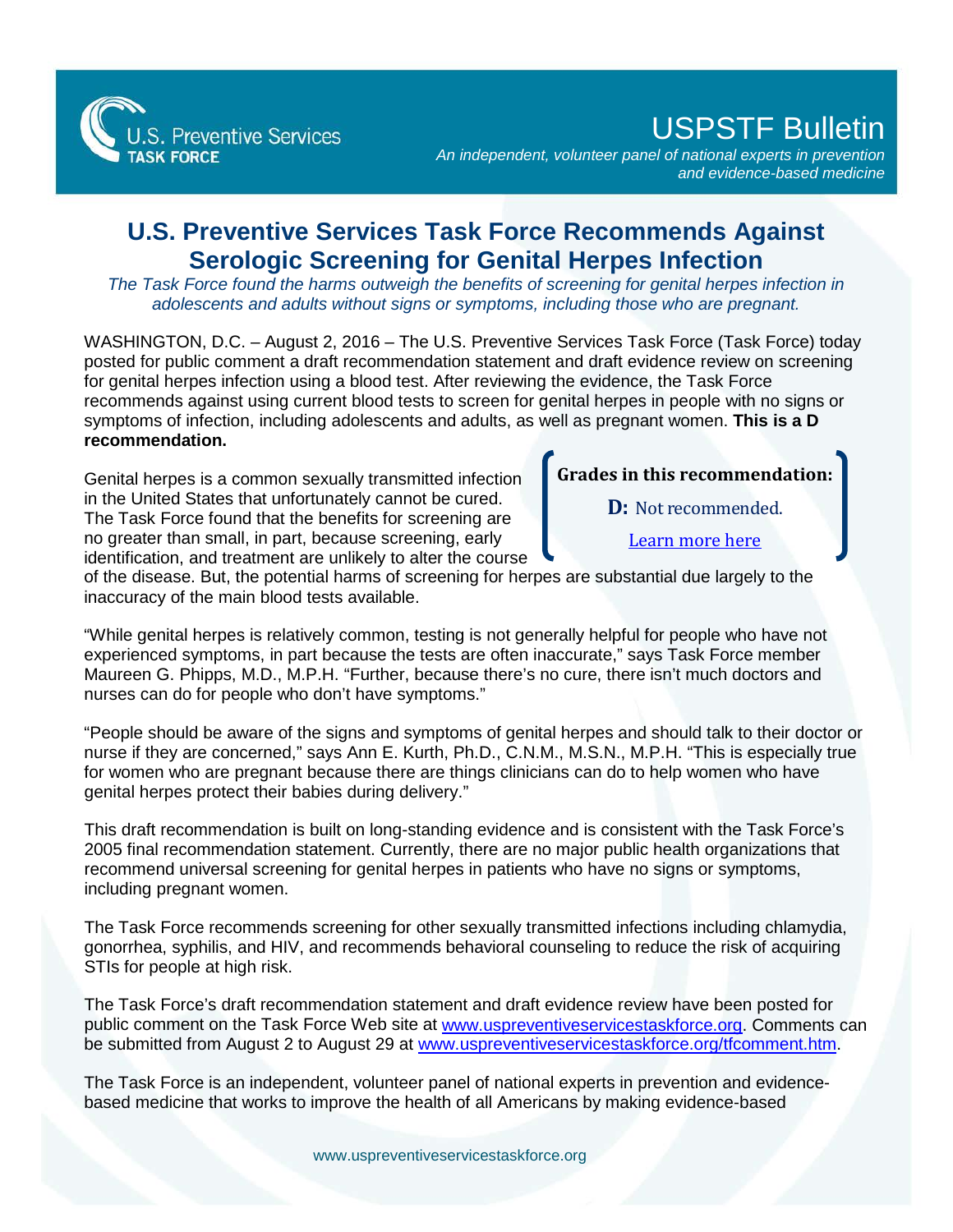U.S. Preventive Services TASK FORCE

USPSTF Bulletin

*An independent, volunteer panel of national experts in prevention and evidence-based medicine*

# U.S. Preventive Services Task Force Recommends Against Serologic Screening for Genital Herpes Infection

*The Task Force found the harms outweigh the benefits of screening for genital herpes infection in adolescents and adults without signs or symptoms, including those who are pregnant.*

WASHINGTON, D.C. – August 2, 2016 – The U.S. Preventive Services Task Force (Task Force) today posted for public comment a draft recommendation statement and draft evidence review on screening for genital herpes infection using a blood test. After reviewing the evidence, the Task Force recommends against using current blood tests to screen for genital herpes in people with no signs or symptoms of infection, including adolescents and adults, as well as pregnant women. **This is a D recommendation.**

> **Grades in this recommendation:**
>
> **D:** Not recommended.
>
> Learn more here

Genital herpes is a common sexually transmitted infection in the United States that unfortunately cannot be cured. The Task Force found that the benefits for screening are no greater than small, in part, because screening, early identification, and treatment are unlikely to alter the course of the disease. But, the potential harms of screening for herpes are substantial due largely to the inaccuracy of the main blood tests available.

"While genital herpes is relatively common, testing is not generally helpful for people who have not experienced symptoms, in part because the tests are often inaccurate," says Task Force member Maureen G. Phipps, M.D., M.P.H. "Further, because there's no cure, there isn't much doctors and nurses can do for people who don't have symptoms."

"People should be aware of the signs and symptoms of genital herpes and should talk to their doctor or nurse if they are concerned," says Ann E. Kurth, Ph.D., C.N.M., M.S.N., M.P.H. "This is especially true for women who are pregnant because there are things clinicians can do to help women who have genital herpes protect their babies during delivery."

This draft recommendation is built on long-standing evidence and is consistent with the Task Force's 2005 final recommendation statement. Currently, there are no major public health organizations that recommend universal screening for genital herpes in patients who have no signs or symptoms, including pregnant women.

The Task Force recommends screening for other sexually transmitted infections including chlamydia, gonorrhea, syphilis, and HIV, and recommends behavioral counseling to reduce the risk of acquiring STIs for people at high risk.

The Task Force's draft recommendation statement and draft evidence review have been posted for public comment on the Task Force Web site at www.uspreventiveservicestaskforce.org. Comments can be submitted from August 2 to August 29 at www.uspreventiveservicestaskforce.org/tfcomment.htm.

The Task Force is an independent, volunteer panel of national experts in prevention and evidence-based medicine that works to improve the health of all Americans by making evidence-based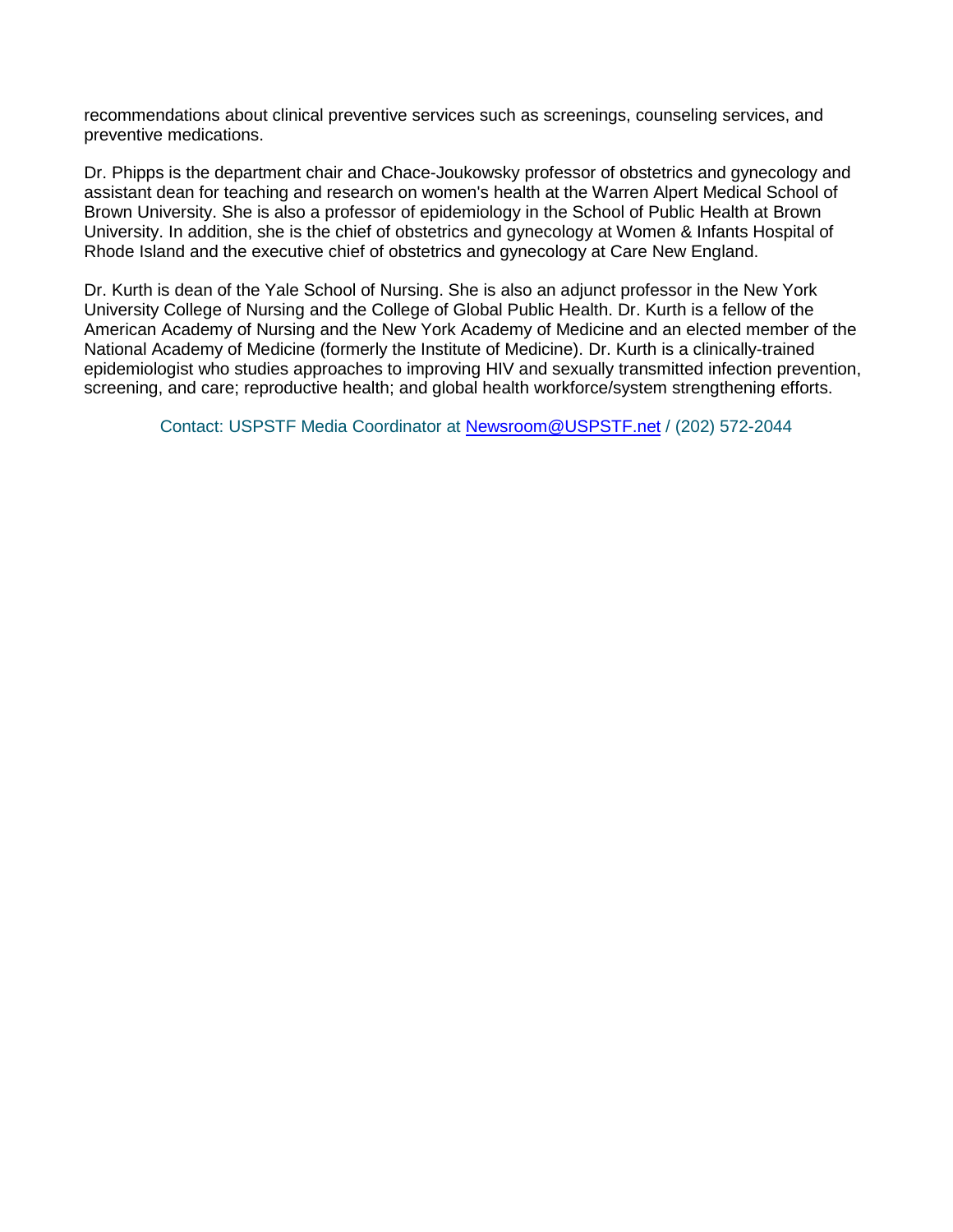recommendations about clinical preventive services such as screenings, counseling services, and preventive medications.

Dr. Phipps is the department chair and Chace-Joukowsky professor of obstetrics and gynecology and assistant dean for teaching and research on women's health at the Warren Alpert Medical School of Brown University. She is also a professor of epidemiology in the School of Public Health at Brown University. In addition, she is the chief of obstetrics and gynecology at Women & Infants Hospital of Rhode Island and the executive chief of obstetrics and gynecology at Care New England.

Dr. Kurth is dean of the Yale School of Nursing. She is also an adjunct professor in the New York University College of Nursing and the College of Global Public Health. Dr. Kurth is a fellow of the American Academy of Nursing and the New York Academy of Medicine and an elected member of the National Academy of Medicine (formerly the Institute of Medicine). Dr. Kurth is a clinically-trained epidemiologist who studies approaches to improving HIV and sexually transmitted infection prevention, screening, and care; reproductive health; and global health workforce/system strengthening efforts.

Contact: USPSTF Media Coordinator at [Newsroom@USPSTF.net](mailto:Newsroom@USPSTF.net) / (202) 572-2044